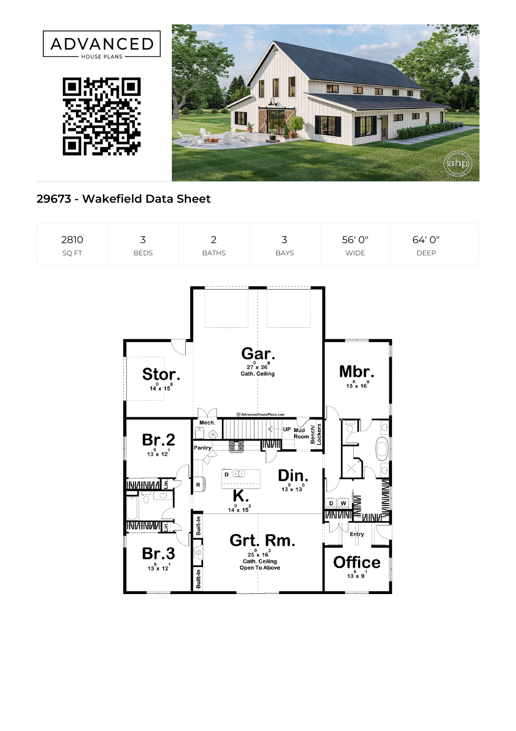ADVANCED
HOUSE PLANS

# 29673 - Wakefield Data Sheet

| 2810 | 3 | 2 | 3 | 56' 0" | 64' 0" |
|---|---|---|---|---|---|
| SQ FT | BEDS | BATHS | BAYS | WIDE | DEEP |

Gar.
$27^{0}$ x $26^{8}$
Cath. Ceiling

Stor.
$14^{0}$ x $15^{8}$

Mbr.
$13^{6}$ x $16^{0}$

©AdvancedHousePlans.com

Mech.

Br.2
$13^{6}$ x $12^{1}$

Pantry

UP

Mud Room

Bench/ Lockers

Din.
$13^{0}$ x $13^{0}$

K.
$14^{0}$ x $15^{3}$

Lin.

Lin.

D W

Entry

Grt. Rm.
$25^{0}$ x $16^{2}$
Cath. Ceiling
Open To Above

Built-In

Built-In

Br.3
$13^{6}$ x $12^{1}$

Office
$13^{6}$ x $9^{1}$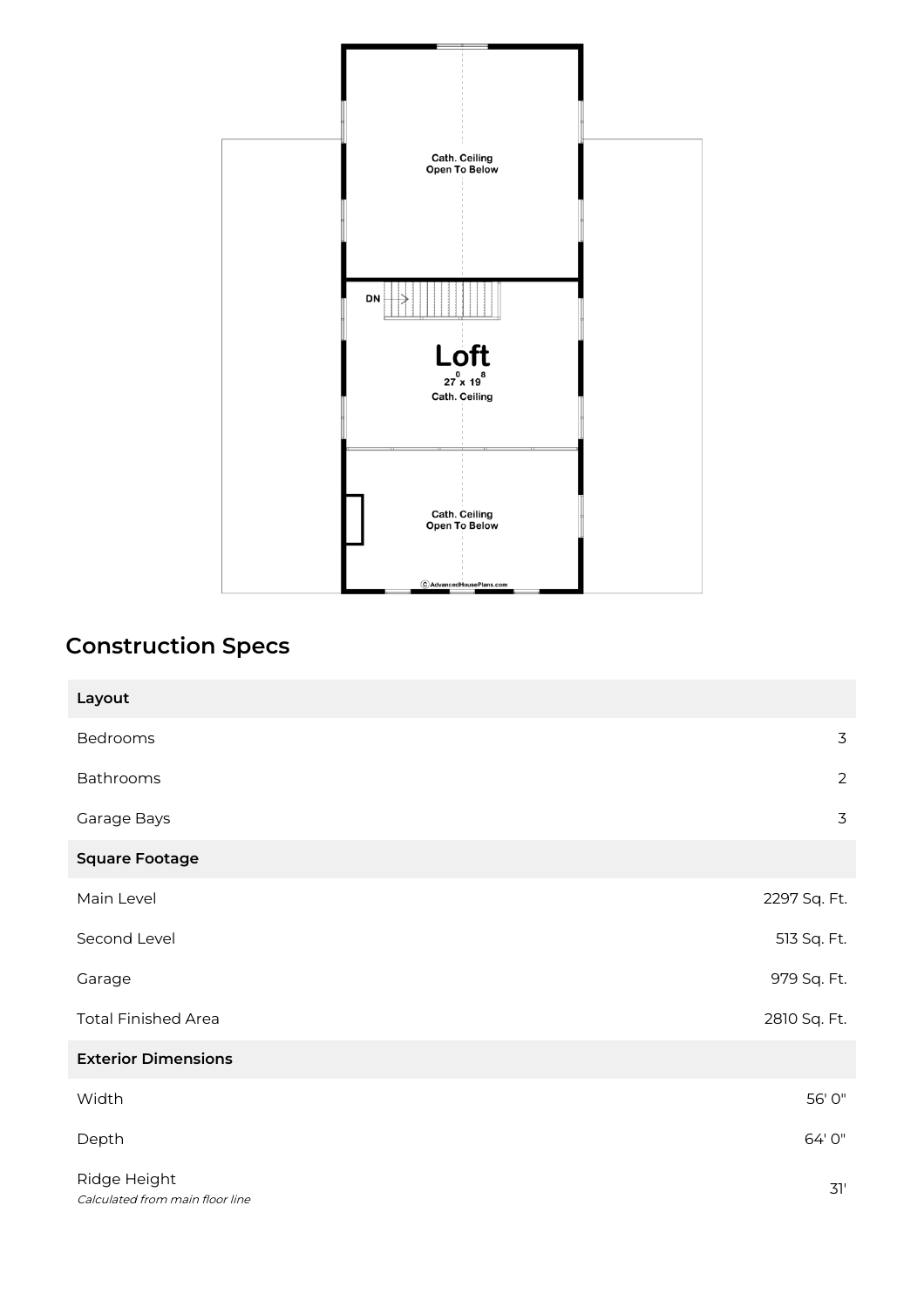Cath. Ceiling
Open To Below

DN

Loft
$27^{0}$ x $19^{8}$
Cath. Ceiling

Cath. Ceiling
Open To Below

©AdvancedHousePlans.com

## Construction Specs

| Layout | |
|---|---|
| Bedrooms | 3 |
| Bathrooms | 2 |
| Garage Bays | 3 |
| **Square Footage** | |
| Main Level | 2297 Sq. Ft. |
| Second Level | 513 Sq. Ft. |
| Garage | 979 Sq. Ft. |
| Total Finished Area | 2810 Sq. Ft. |
| **Exterior Dimensions** | |
| Width | 56' 0" |
| Depth | 64' 0" |
| Ridge Height *Calculated from main floor line* | 31' |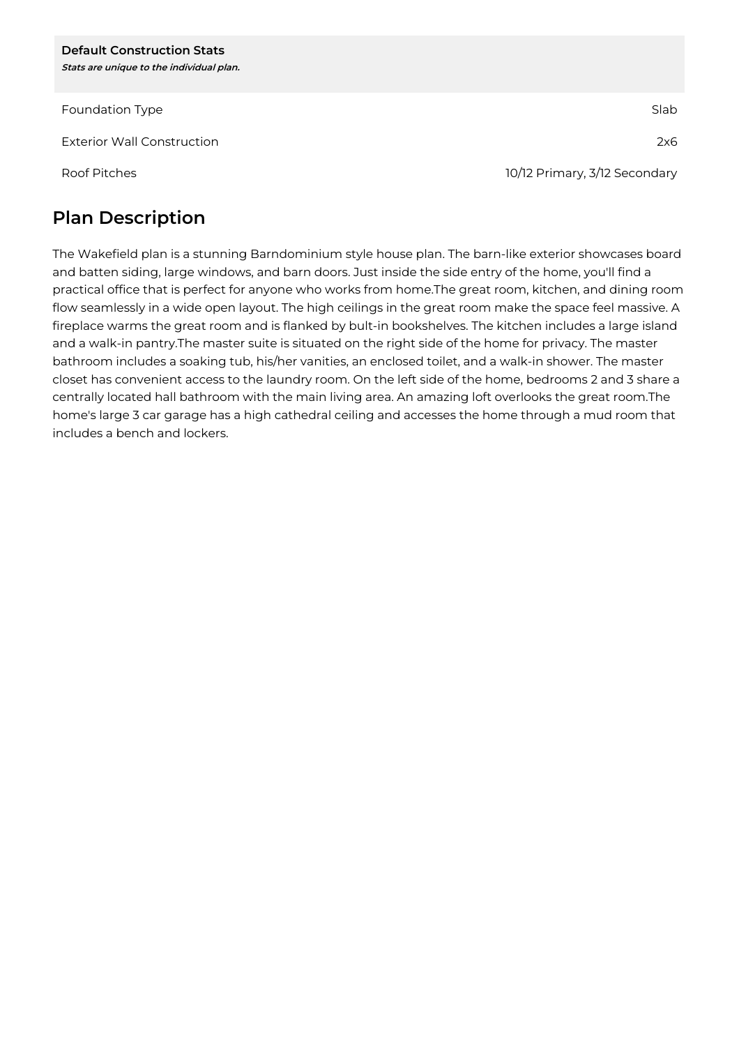| **Default Construction Stats** *Stats are unique to the individual plan.* | |
|---|---|
| Foundation Type | Slab |
| Exterior Wall Construction | 2x6 |
| Roof Pitches | 10/12 Primary, 3/12 Secondary |

## Plan Description

The Wakefield plan is a stunning Barndominium style house plan. The barn-like exterior showcases board and batten siding, large windows, and barn doors. Just inside the side entry of the home, you'll find a practical office that is perfect for anyone who works from home.The great room, kitchen, and dining room flow seamlessly in a wide open layout. The high ceilings in the great room make the space feel massive. A fireplace warms the great room and is flanked by bult-in bookshelves. The kitchen includes a large island and a walk-in pantry.The master suite is situated on the right side of the home for privacy. The master bathroom includes a soaking tub, his/her vanities, an enclosed toilet, and a walk-in shower. The master closet has convenient access to the laundry room. On the left side of the home, bedrooms 2 and 3 share a centrally located hall bathroom with the main living area. An amazing loft overlooks the great room.The home's large 3 car garage has a high cathedral ceiling and accesses the home through a mud room that includes a bench and lockers.